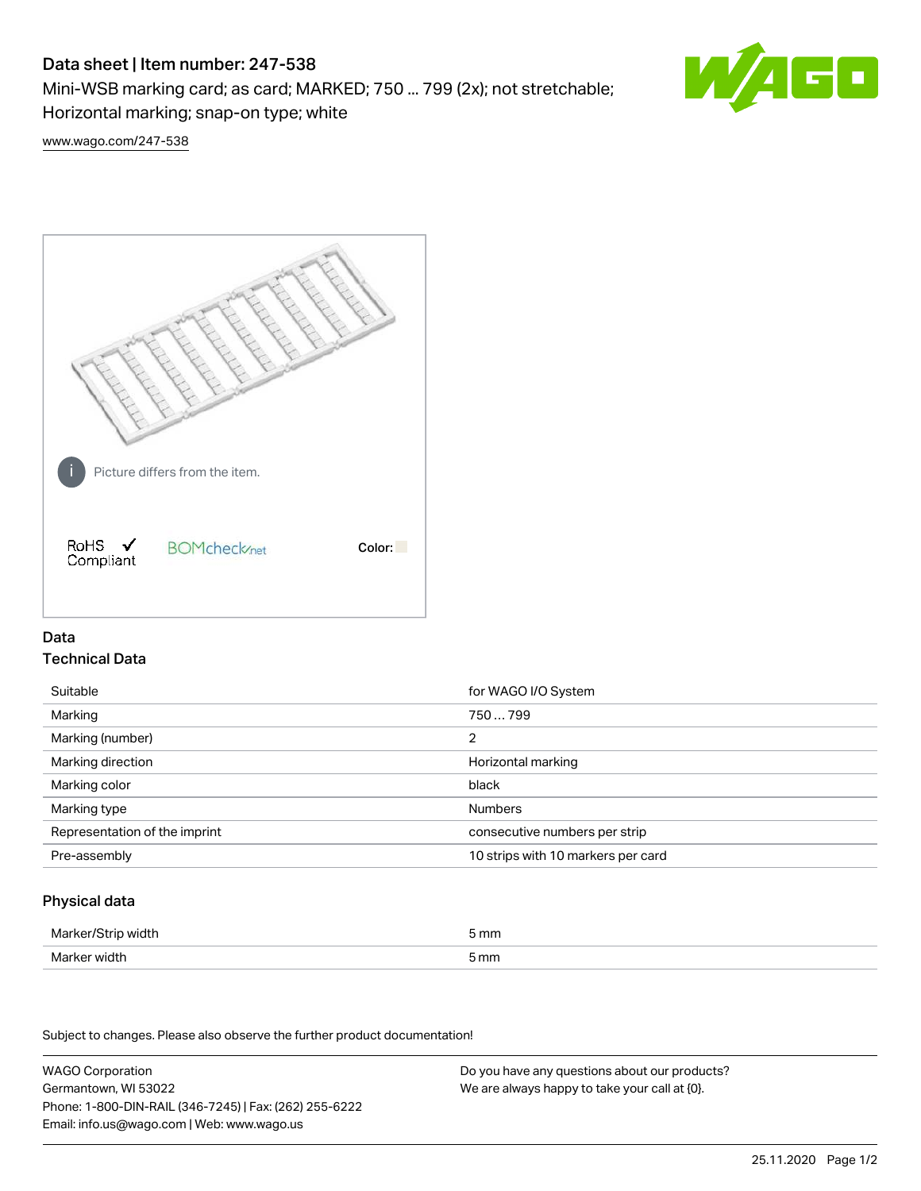# Data sheet | Item number: 247-538

Mini-WSB marking card; as card; MARKED; 750 ... 799 (2x); not stretchable; Horizontal marking; snap-on type; white

www.wago.com/247-538

Picture differs from the item.

RoHS ✓ Compliant

BOMcheck.net

Color:

## Data

### Technical Data

| | |
|---|---|
| Suitable | for WAGO I/O System |
| Marking | 750 … 799 |
| Marking (number) | 2 |
| Marking direction | Horizontal marking |
| Marking color | black |
| Marking type | Numbers |
| Representation of the imprint | consecutive numbers per strip |
| Pre-assembly | 10 strips with 10 markers per card |

### Physical data

| | |
|---|---|
| Marker/Strip width | 5 mm |
| Marker width | 5 mm |

Subject to changes. Please also observe the further product documentation!

WAGO Corporation
Germantown, WI 53022
Phone: 1-800-DIN-RAIL (346-7245) | Fax: (262) 255-6222
Email: info.us@wago.com | Web: www.wago.us

Do you have any questions about our products?
We are always happy to take your call at {0}.

25.11.2020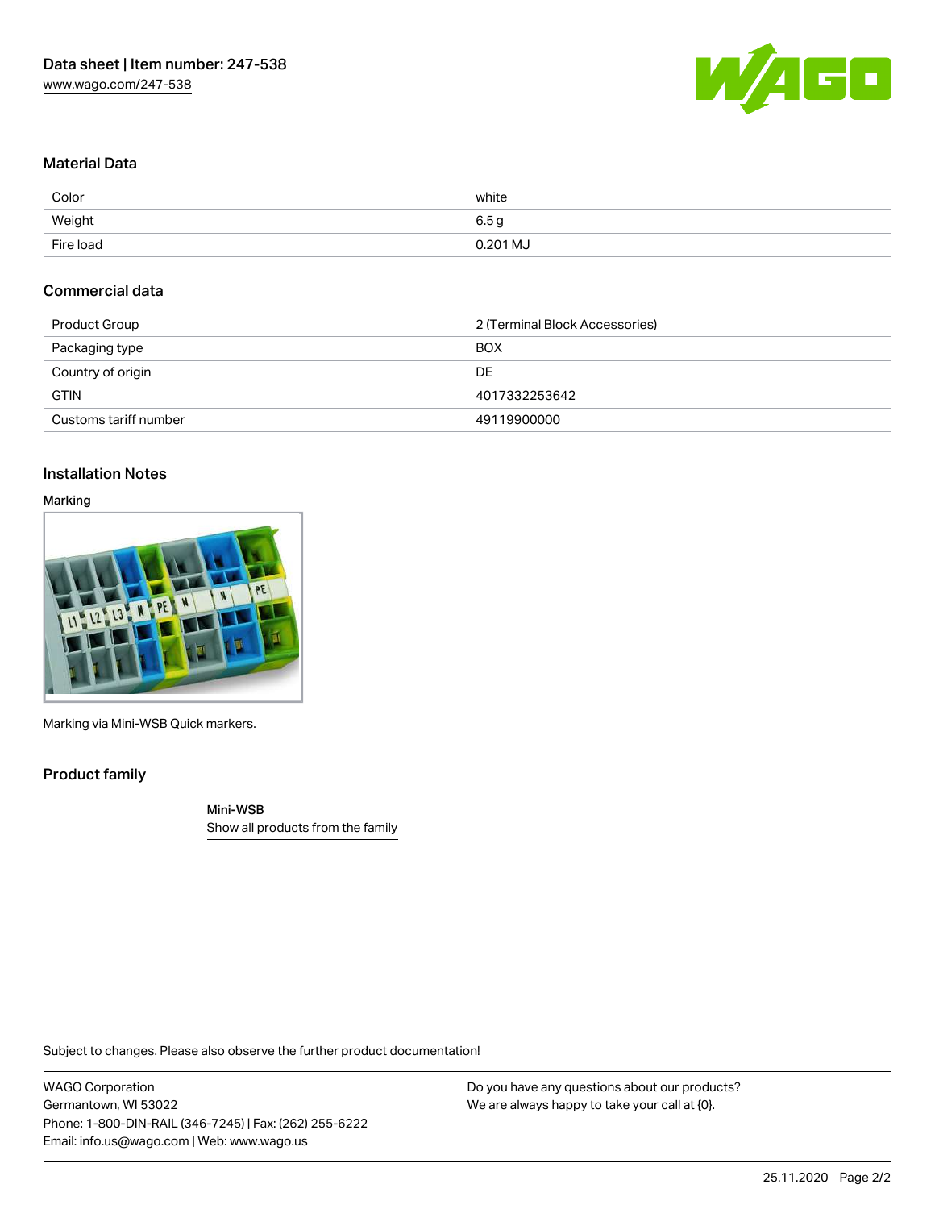Data sheet | Item number: 247-538

www.wago.com/247-538

## Material Data

| | |
|---|---|
| Color | white |
| Weight | 6.5 g |
| Fire load | 0.201 MJ |

## Commercial data

| | |
|---|---|
| Product Group | 2 (Terminal Block Accessories) |
| Packaging type | BOX |
| Country of origin | DE |
| GTIN | 4017332253642 |
| Customs tariff number | 49119900000 |

## Installation Notes

### Marking

Marking via Mini-WSB Quick markers.

## Product family

Mini-WSB

Show all products from the family

Subject to changes. Please also observe the further product documentation!

WAGO Corporation
Germantown, WI 53022
Phone: 1-800-DIN-RAIL (346-7245) | Fax: (262) 255-6222
Email: info.us@wago.com | Web: www.wago.us

Do you have any questions about our products?
We are always happy to take your call at {0}.

25.11.2020